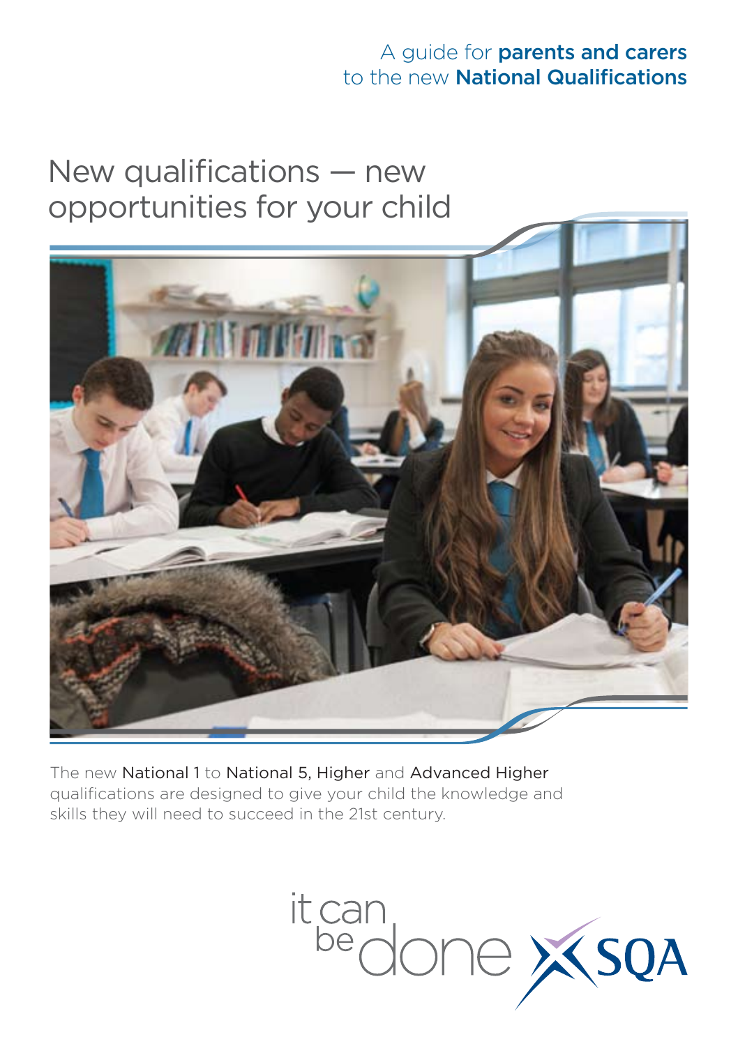A guide for **parents and carers** to the new **National Qualifications**

# New qualifications — new opportunities for your child

The new National 1 to National 5, Higher and Advanced Higher qualifications are designed to give your child the knowledge and skills they will need to succeed in the 21st century.

it can be done SQA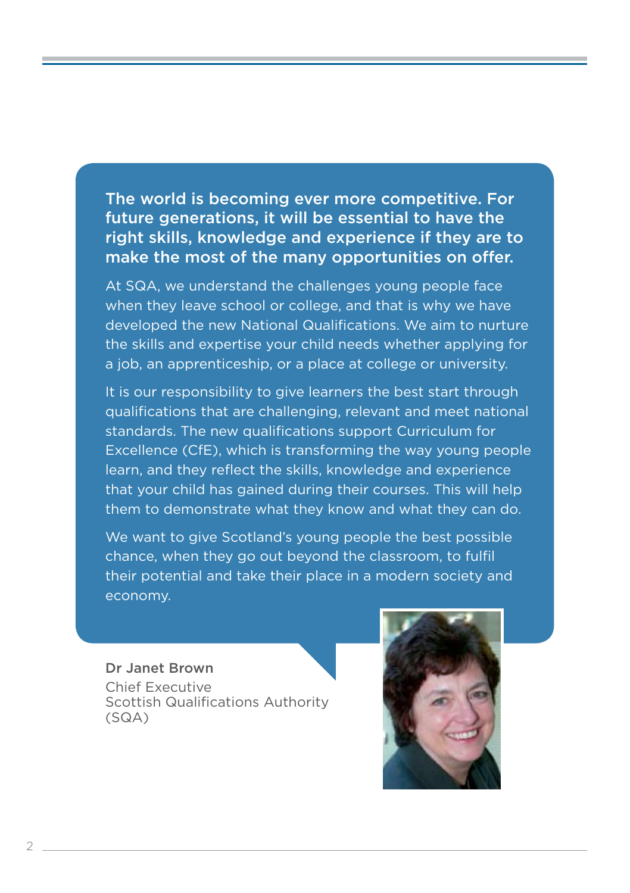**The world is becoming ever more competitive. For future generations, it will be essential to have the right skills, knowledge and experience if they are to make the most of the many opportunities on offer.**

At SQA, we understand the challenges young people face when they leave school or college, and that is why we have developed the new National Qualifications. We aim to nurture the skills and expertise your child needs whether applying for a job, an apprenticeship, or a place at college or university.

It is our responsibility to give learners the best start through qualifications that are challenging, relevant and meet national standards. The new qualifications support Curriculum for Excellence (CfE), which is transforming the way young people learn, and they reflect the skills, knowledge and experience that your child has gained during their courses. This will help them to demonstrate what they know and what they can do.

We want to give Scotland's young people the best possible chance, when they go out beyond the classroom, to fulfil their potential and take their place in a modern society and economy.

**Dr Janet Brown**
Chief Executive
Scottish Qualifications Authority (SQA)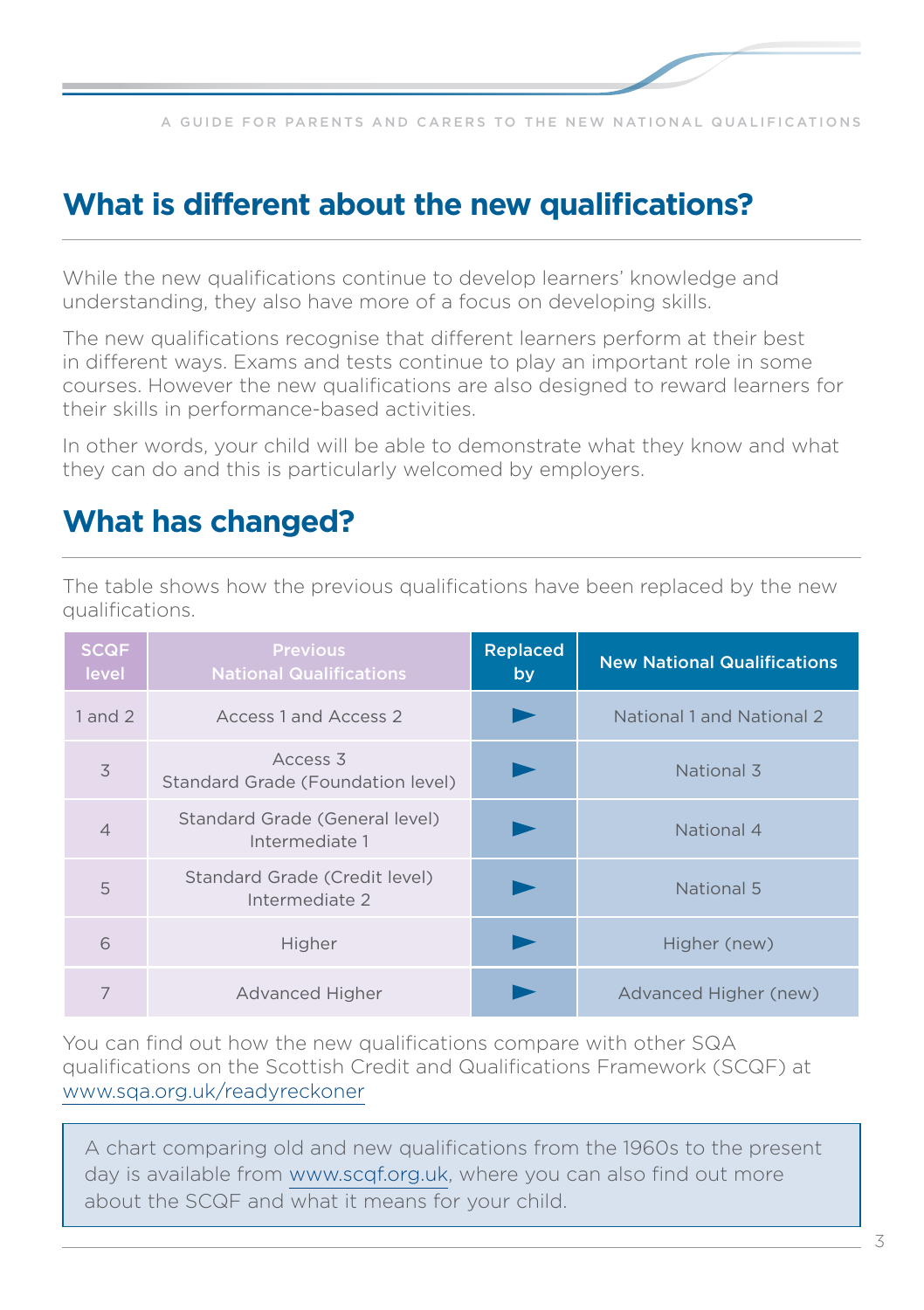## What is different about the new qualifications?

While the new qualifications continue to develop learners' knowledge and understanding, they also have more of a focus on developing skills.

The new qualifications recognise that different learners perform at their best in different ways. Exams and tests continue to play an important role in some courses. However the new qualifications are also designed to reward learners for their skills in performance-based activities.

In other words, your child will be able to demonstrate what they know and what they can do and this is particularly welcomed by employers.

## What has changed?

The table shows how the previous qualifications have been replaced by the new qualifications.

| SCQF level | Previous National Qualifications | Replaced by | New National Qualifications |
|---|---|---|---|
| 1 and 2 | Access 1 and Access 2 | ► | National 1 and National 2 |
| 3 | Access 3<br>Standard Grade (Foundation level) | ► | National 3 |
| 4 | Standard Grade (General level)<br>Intermediate 1 | ► | National 4 |
| 5 | Standard Grade (Credit level)<br>Intermediate 2 | ► | National 5 |
| 6 | Higher | ► | Higher (new) |
| 7 | Advanced Higher | ► | Advanced Higher (new) |

You can find out how the new qualifications compare with other SQA qualifications on the Scottish Credit and Qualifications Framework (SCQF) at www.sqa.org.uk/readyreckoner

A chart comparing old and new qualifications from the 1960s to the present day is available from www.scqf.org.uk, where you can also find out more about the SCQF and what it means for your child.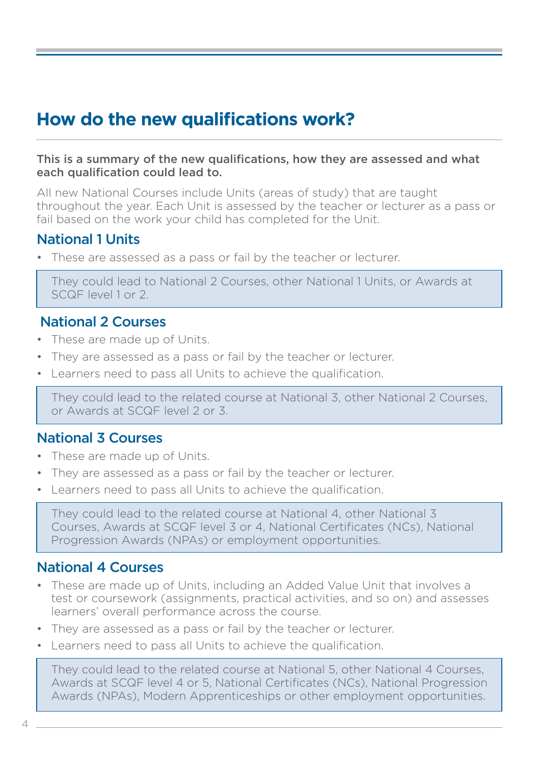# How do the new qualifications work?

**This is a summary of the new qualifications, how they are assessed and what each qualification could lead to.**

All new National Courses include Units (areas of study) that are taught throughout the year. Each Unit is assessed by the teacher or lecturer as a pass or fail based on the work your child has completed for the Unit.

## National 1 Units

- These are assessed as a pass or fail by the teacher or lecturer.

> They could lead to National 2 Courses, other National 1 Units, or Awards at SCQF level 1 or 2.

## National 2 Courses

- These are made up of Units.
- They are assessed as a pass or fail by the teacher or lecturer.
- Learners need to pass all Units to achieve the qualification.

> They could lead to the related course at National 3, other National 2 Courses, or Awards at SCQF level 2 or 3.

## National 3 Courses

- These are made up of Units.
- They are assessed as a pass or fail by the teacher or lecturer.
- Learners need to pass all Units to achieve the qualification.

> They could lead to the related course at National 4, other National 3 Courses, Awards at SCQF level 3 or 4, National Certificates (NCs), National Progression Awards (NPAs) or employment opportunities.

## National 4 Courses

- These are made up of Units, including an Added Value Unit that involves a test or coursework (assignments, practical activities, and so on) and assesses learners' overall performance across the course.
- They are assessed as a pass or fail by the teacher or lecturer.
- Learners need to pass all Units to achieve the qualification.

> They could lead to the related course at National 5, other National 4 Courses, Awards at SCQF level 4 or 5, National Certificates (NCs), National Progression Awards (NPAs), Modern Apprenticeships or other employment opportunities.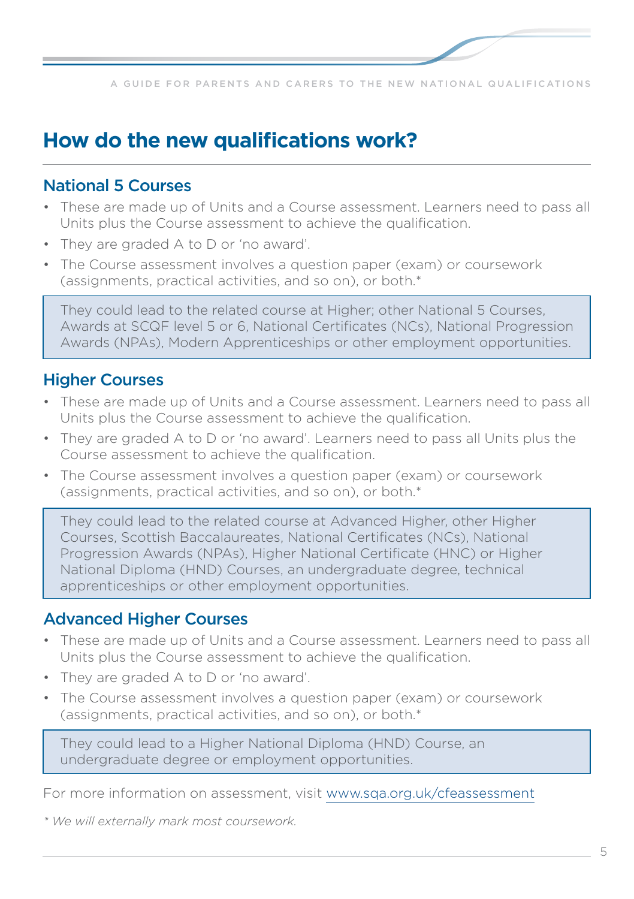# How do the new qualifications work?

## National 5 Courses

- These are made up of Units and a Course assessment. Learners need to pass all Units plus the Course assessment to achieve the qualification.
- They are graded A to D or 'no award'.
- The Course assessment involves a question paper (exam) or coursework (assignments, practical activities, and so on), or both.*

> They could lead to the related course at Higher; other National 5 Courses, Awards at SCQF level 5 or 6, National Certificates (NCs), National Progression Awards (NPAs), Modern Apprenticeships or other employment opportunities.

## Higher Courses

- These are made up of Units and a Course assessment. Learners need to pass all Units plus the Course assessment to achieve the qualification.
- They are graded A to D or 'no award'. Learners need to pass all Units plus the Course assessment to achieve the qualification.
- The Course assessment involves a question paper (exam) or coursework (assignments, practical activities, and so on), or both.*

> They could lead to the related course at Advanced Higher, other Higher Courses, Scottish Baccalaureates, National Certificates (NCs), National Progression Awards (NPAs), Higher National Certificate (HNC) or Higher National Diploma (HND) Courses, an undergraduate degree, technical apprenticeships or other employment opportunities.

## Advanced Higher Courses

- These are made up of Units and a Course assessment. Learners need to pass all Units plus the Course assessment to achieve the qualification.
- They are graded A to D or 'no award'.
- The Course assessment involves a question paper (exam) or coursework (assignments, practical activities, and so on), or both.*

> They could lead to a Higher National Diploma (HND) Course, an undergraduate degree or employment opportunities.

For more information on assessment, visit www.sqa.org.uk/cfeassessment

*\* We will externally mark most coursework.*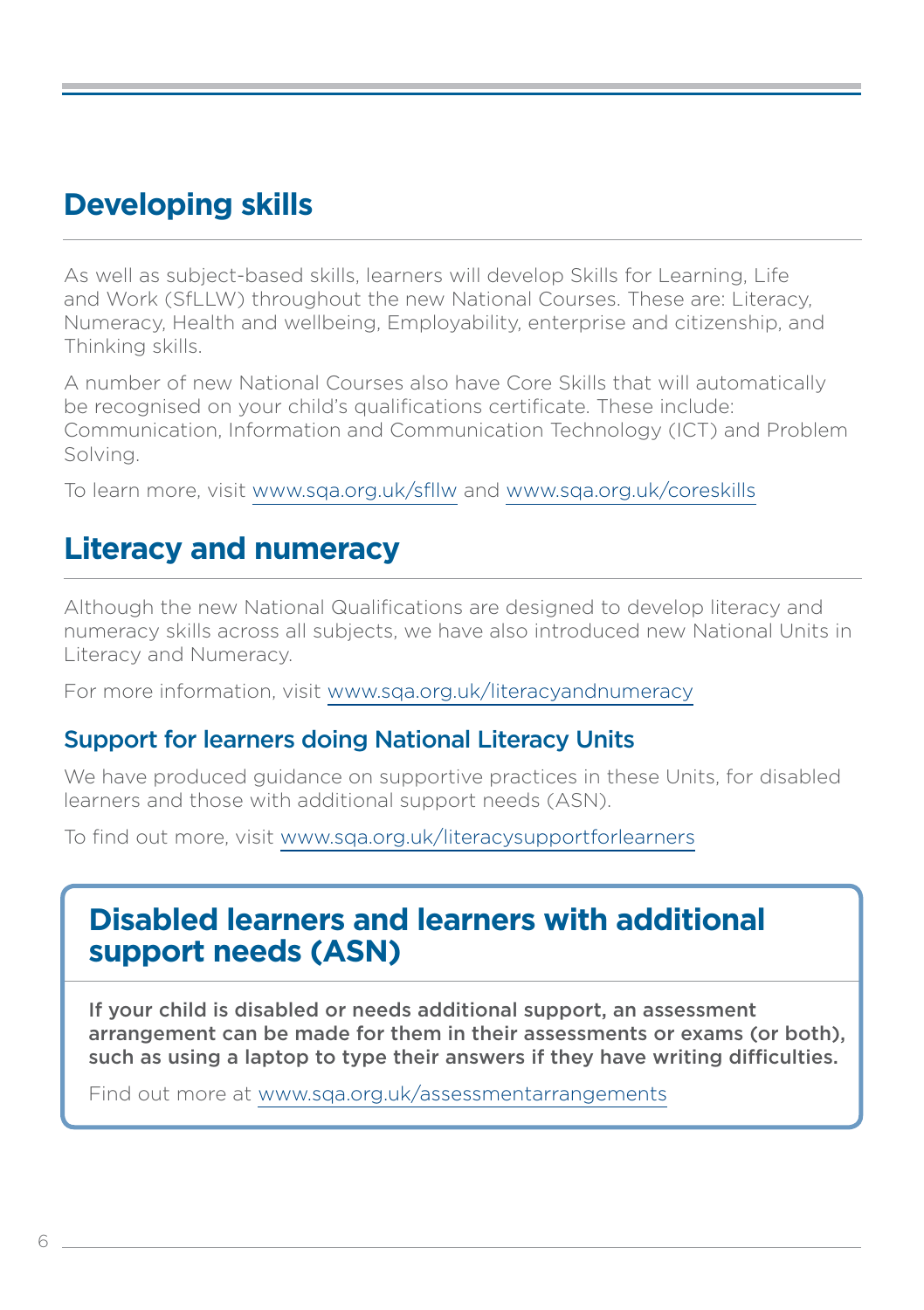## Developing skills

As well as subject-based skills, learners will develop Skills for Learning, Life and Work (SfLLW) throughout the new National Courses. These are: Literacy, Numeracy, Health and wellbeing, Employability, enterprise and citizenship, and Thinking skills.

A number of new National Courses also have Core Skills that will automatically be recognised on your child's qualifications certificate. These include: Communication, Information and Communication Technology (ICT) and Problem Solving.

To learn more, visit www.sqa.org.uk/sfllw and www.sqa.org.uk/coreskills

## Literacy and numeracy

Although the new National Qualifications are designed to develop literacy and numeracy skills across all subjects, we have also introduced new National Units in Literacy and Numeracy.

For more information, visit www.sqa.org.uk/literacyandnumeracy

### Support for learners doing National Literacy Units

We have produced guidance on supportive practices in these Units, for disabled learners and those with additional support needs (ASN).

To find out more, visit www.sqa.org.uk/literacysupportforlearners

## Disabled learners and learners with additional support needs (ASN)

**If your child is disabled or needs additional support, an assessment arrangement can be made for them in their assessments or exams (or both), such as using a laptop to type their answers if they have writing difficulties.**

Find out more at www.sqa.org.uk/assessmentarrangements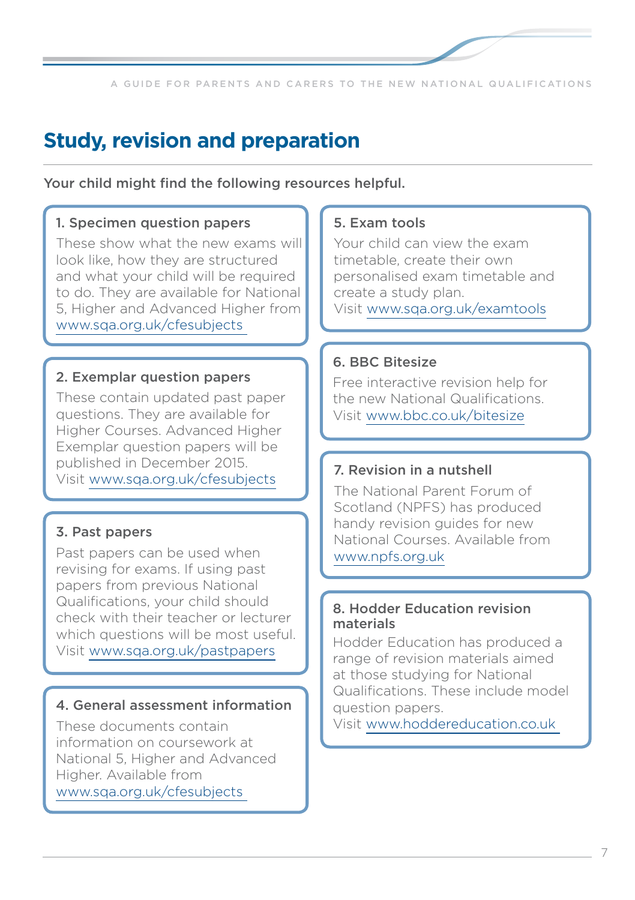# Study, revision and preparation

Your child might find the following resources helpful.

### 1. Specimen question papers

These show what the new exams will look like, how they are structured and what your child will be required to do. They are available for National 5, Higher and Advanced Higher from www.sqa.org.uk/cfesubjects

### 2. Exemplar question papers

These contain updated past paper questions. They are available for Higher Courses. Advanced Higher Exemplar question papers will be published in December 2015.
Visit www.sqa.org.uk/cfesubjects

### 3. Past papers

Past papers can be used when revising for exams. If using past papers from previous National Qualifications, your child should check with their teacher or lecturer which questions will be most useful.
Visit www.sqa.org.uk/pastpapers

### 4. General assessment information

These documents contain information on coursework at National 5, Higher and Advanced Higher. Available from www.sqa.org.uk/cfesubjects

### 5. Exam tools

Your child can view the exam timetable, create their own personalised exam timetable and create a study plan.
Visit www.sqa.org.uk/examtools

### 6. BBC Bitesize

Free interactive revision help for the new National Qualifications.
Visit www.bbc.co.uk/bitesize

### 7. Revision in a nutshell

The National Parent Forum of Scotland (NPFS) has produced handy revision guides for new National Courses. Available from www.npfs.org.uk

### 8. Hodder Education revision materials

Hodder Education has produced a range of revision materials aimed at those studying for National Qualifications. These include model question papers.
Visit www.hoddereducation.co.uk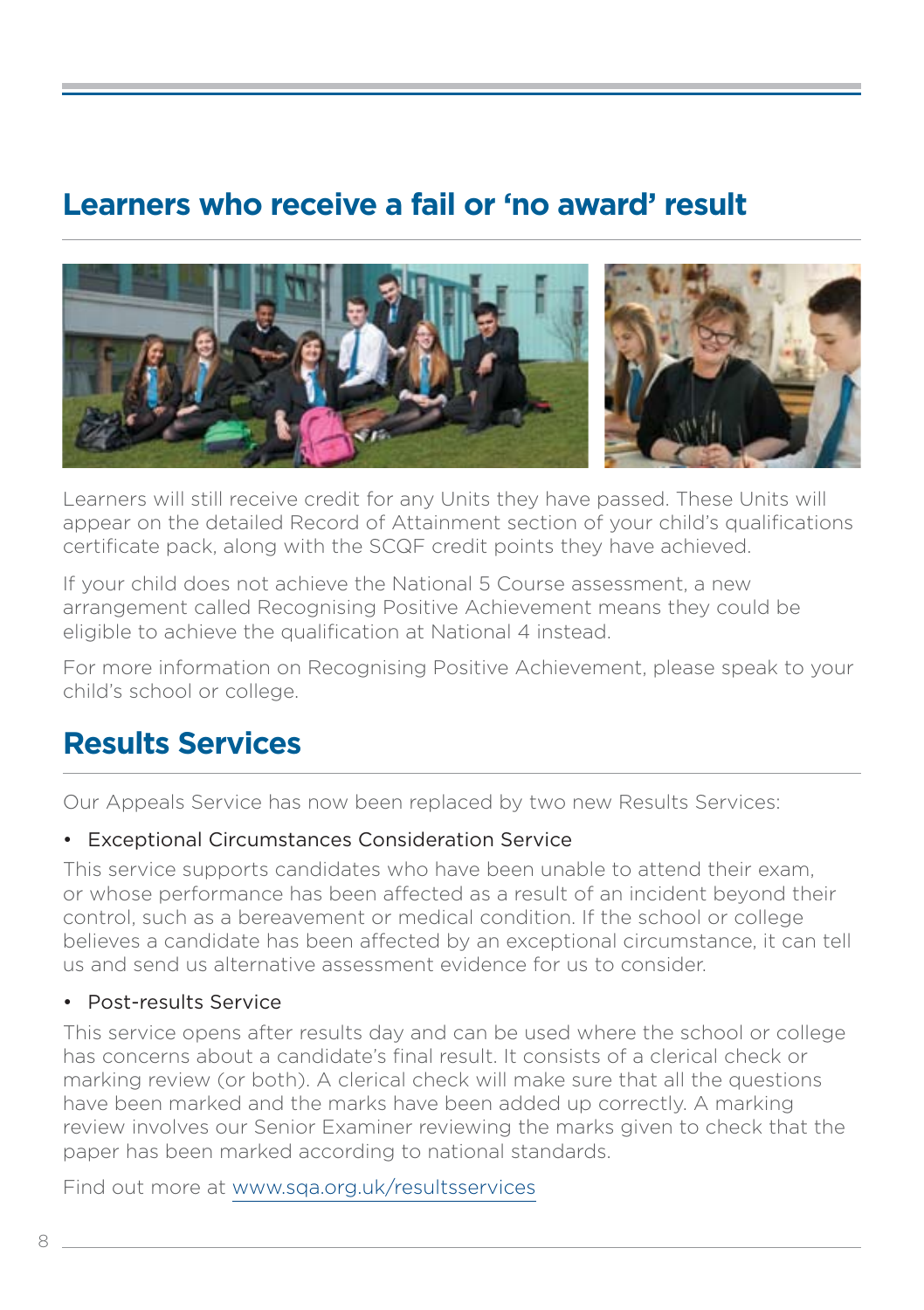## Learners who receive a fail or 'no award' result

Learners will still receive credit for any Units they have passed. These Units will appear on the detailed Record of Attainment section of your child's qualifications certificate pack, along with the SCQF credit points they have achieved.

If your child does not achieve the National 5 Course assessment, a new arrangement called Recognising Positive Achievement means they could be eligible to achieve the qualification at National 4 instead.

For more information on Recognising Positive Achievement, please speak to your child's school or college.

## Results Services

Our Appeals Service has now been replaced by two new Results Services:

- Exceptional Circumstances Consideration Service

This service supports candidates who have been unable to attend their exam, or whose performance has been affected as a result of an incident beyond their control, such as a bereavement or medical condition. If the school or college believes a candidate has been affected by an exceptional circumstance, it can tell us and send us alternative assessment evidence for us to consider.

- Post-results Service

This service opens after results day and can be used where the school or college has concerns about a candidate's final result. It consists of a clerical check or marking review (or both). A clerical check will make sure that all the questions have been marked and the marks have been added up correctly. A marking review involves our Senior Examiner reviewing the marks given to check that the paper has been marked according to national standards.

Find out more at www.sqa.org.uk/resultsservices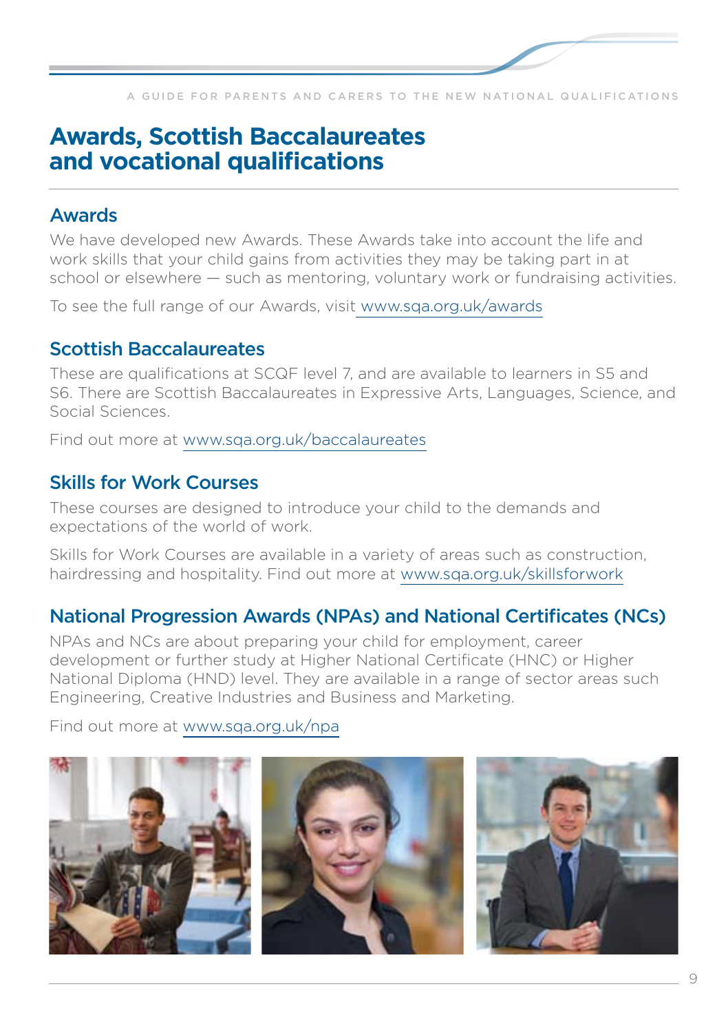# Awards, Scottish Baccalaureates and vocational qualifications

## Awards

We have developed new Awards. These Awards take into account the life and work skills that your child gains from activities they may be taking part in at school or elsewhere — such as mentoring, voluntary work or fundraising activities.

To see the full range of our Awards, visit www.sqa.org.uk/awards

## Scottish Baccalaureates

These are qualifications at SCQF level 7, and are available to learners in S5 and S6. There are Scottish Baccalaureates in Expressive Arts, Languages, Science, and Social Sciences.

Find out more at www.sqa.org.uk/baccalaureates

## Skills for Work Courses

These courses are designed to introduce your child to the demands and expectations of the world of work.

Skills for Work Courses are available in a variety of areas such as construction, hairdressing and hospitality. Find out more at www.sqa.org.uk/skillsforwork

## National Progression Awards (NPAs) and National Certificates (NCs)

NPAs and NCs are about preparing your child for employment, career development or further study at Higher National Certificate (HNC) or Higher National Diploma (HND) level. They are available in a range of sector areas such Engineering, Creative Industries and Business and Marketing.

Find out more at www.sqa.org.uk/npa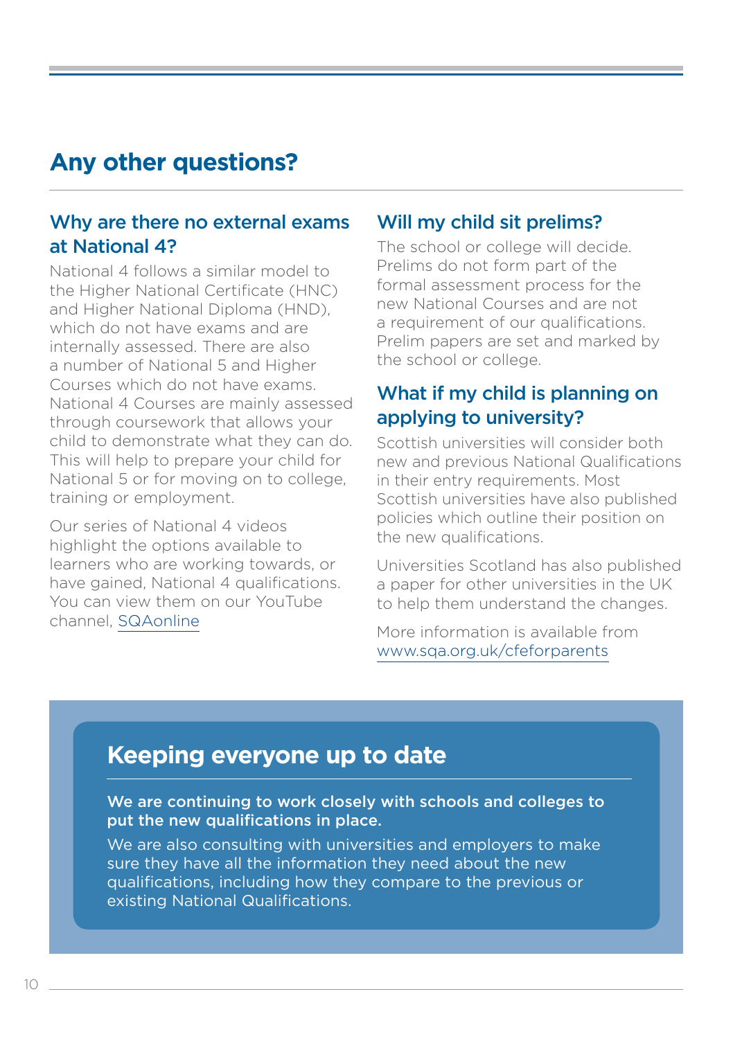# Any other questions?

## Why are there no external exams at National 4?

National 4 follows a similar model to the Higher National Certificate (HNC) and Higher National Diploma (HND), which do not have exams and are internally assessed. There are also a number of National 5 and Higher Courses which do not have exams. National 4 Courses are mainly assessed through coursework that allows your child to demonstrate what they can do. This will help to prepare your child for National 5 or for moving on to college, training or employment.

Our series of National 4 videos highlight the options available to learners who are working towards, or have gained, National 4 qualifications. You can view them on our YouTube channel, SQAonline

## Will my child sit prelims?

The school or college will decide. Prelims do not form part of the formal assessment process for the new National Courses and are not a requirement of our qualifications. Prelim papers are set and marked by the school or college.

## What if my child is planning on applying to university?

Scottish universities will consider both new and previous National Qualifications in their entry requirements. Most Scottish universities have also published policies which outline their position on the new qualifications.

Universities Scotland has also published a paper for other universities in the UK to help them understand the changes.

More information is available from www.sqa.org.uk/cfeforparents

## Keeping everyone up to date

**We are continuing to work closely with schools and colleges to put the new qualifications in place.**

We are also consulting with universities and employers to make sure they have all the information they need about the new qualifications, including how they compare to the previous or existing National Qualifications.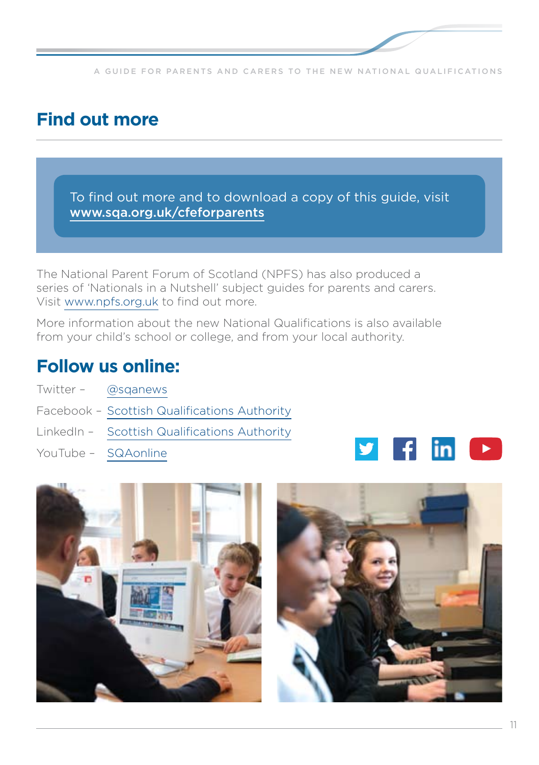## Find out more

To find out more and to download a copy of this guide, visit **www.sqa.org.uk/cfeforparents**

The National Parent Forum of Scotland (NPFS) has also produced a series of 'Nationals in a Nutshell' subject guides for parents and carers. Visit www.npfs.org.uk to find out more.

More information about the new National Qualifications is also available from your child's school or college, and from your local authority.

## Follow us online:

Twitter – @sqanews

Facebook – Scottish Qualifications Authority

LinkedIn – Scottish Qualifications Authority

YouTube – SQAonline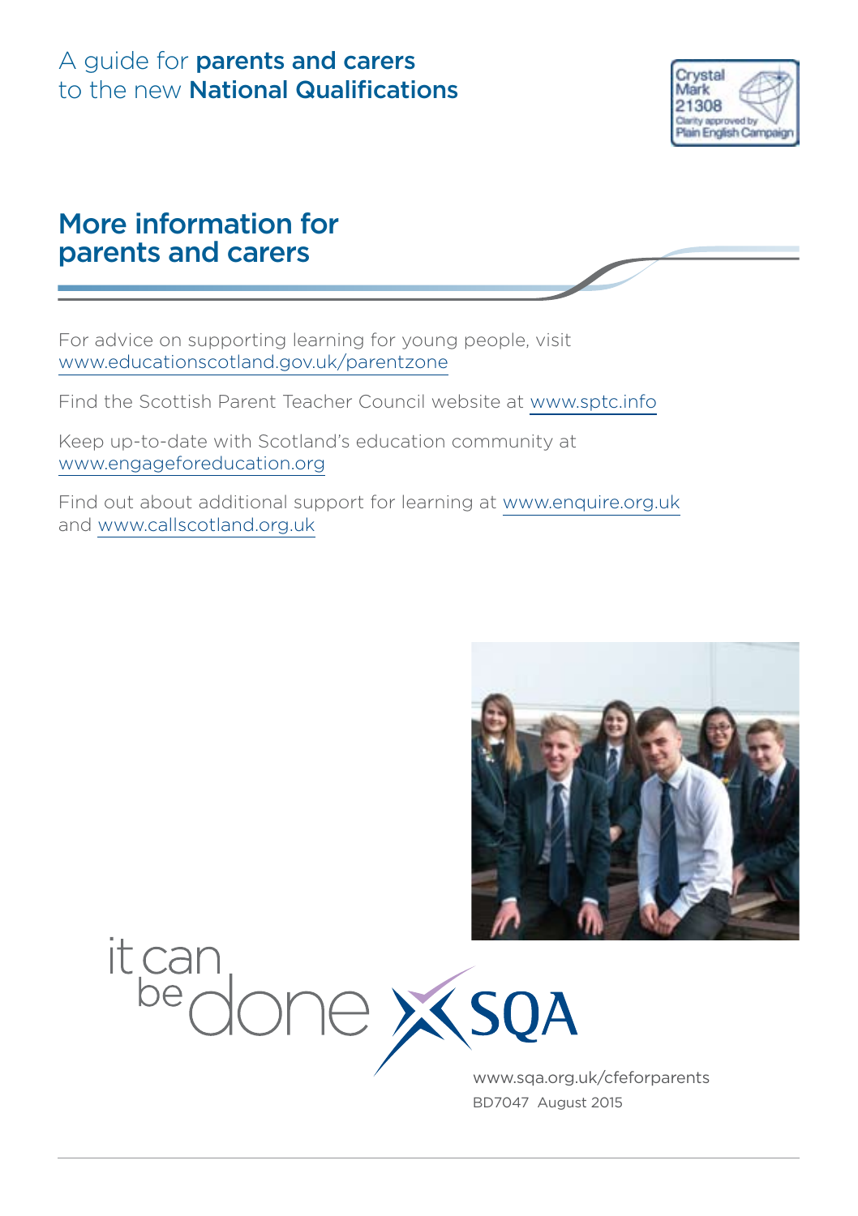A guide for **parents and carers** to the new **National Qualifications**

Crystal Mark 21308 Clarity approved by Plain English Campaign

## More information for parents and carers

For advice on supporting learning for young people, visit www.educationscotland.gov.uk/parentzone

Find the Scottish Parent Teacher Council website at www.sptc.info

Keep up-to-date with Scotland's education community at www.engageforeducation.org

Find out about additional support for learning at www.enquire.org.uk and www.callscotland.org.uk

it can be done SQA

www.sqa.org.uk/cfeforparents

BD7047 August 2015